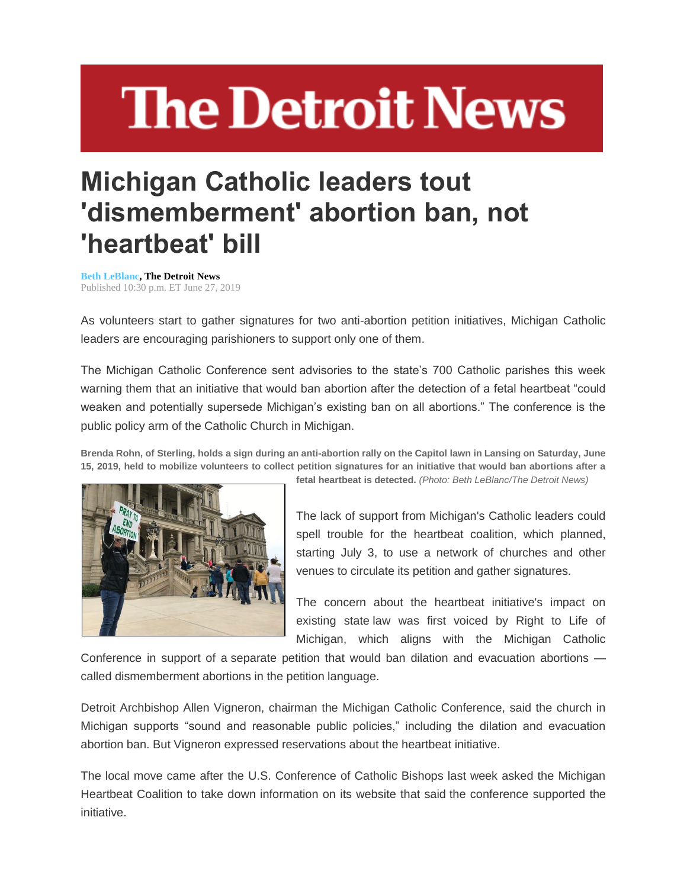# The Detroit News

# Michigan Catholic leaders tout 'dismemberment' abortion ban, not 'heartbeat' bill

**Beth LeBlanc, The Detroit News**
Published 10:30 p.m. ET June 27, 2019

As volunteers start to gather signatures for two anti-abortion petition initiatives, Michigan Catholic leaders are encouraging parishioners to support only one of them.

The Michigan Catholic Conference sent advisories to the state's 700 Catholic parishes this week warning them that an initiative that would ban abortion after the detection of a fetal heartbeat "could weaken and potentially supersede Michigan's existing ban on all abortions." The conference is the public policy arm of the Catholic Church in Michigan.

**Brenda Rohn, of Sterling, holds a sign during an anti-abortion rally on the Capitol lawn in Lansing on Saturday, June 15, 2019, held to mobilize volunteers to collect petition signatures for an initiative that would ban abortions after a fetal heartbeat is detected.** *(Photo: Beth LeBlanc/The Detroit News)*

The lack of support from Michigan's Catholic leaders could spell trouble for the heartbeat coalition, which planned, starting July 3, to use a network of churches and other venues to circulate its petition and gather signatures.

The concern about the heartbeat initiative's impact on existing state law was first voiced by Right to Life of Michigan, which aligns with the Michigan Catholic Conference in support of a separate petition that would ban dilation and evacuation abortions — called dismemberment abortions in the petition language.

Detroit Archbishop Allen Vigneron, chairman the Michigan Catholic Conference, said the church in Michigan supports "sound and reasonable public policies," including the dilation and evacuation abortion ban. But Vigneron expressed reservations about the heartbeat initiative.

The local move came after the U.S. Conference of Catholic Bishops last week asked the Michigan Heartbeat Coalition to take down information on its website that said the conference supported the initiative.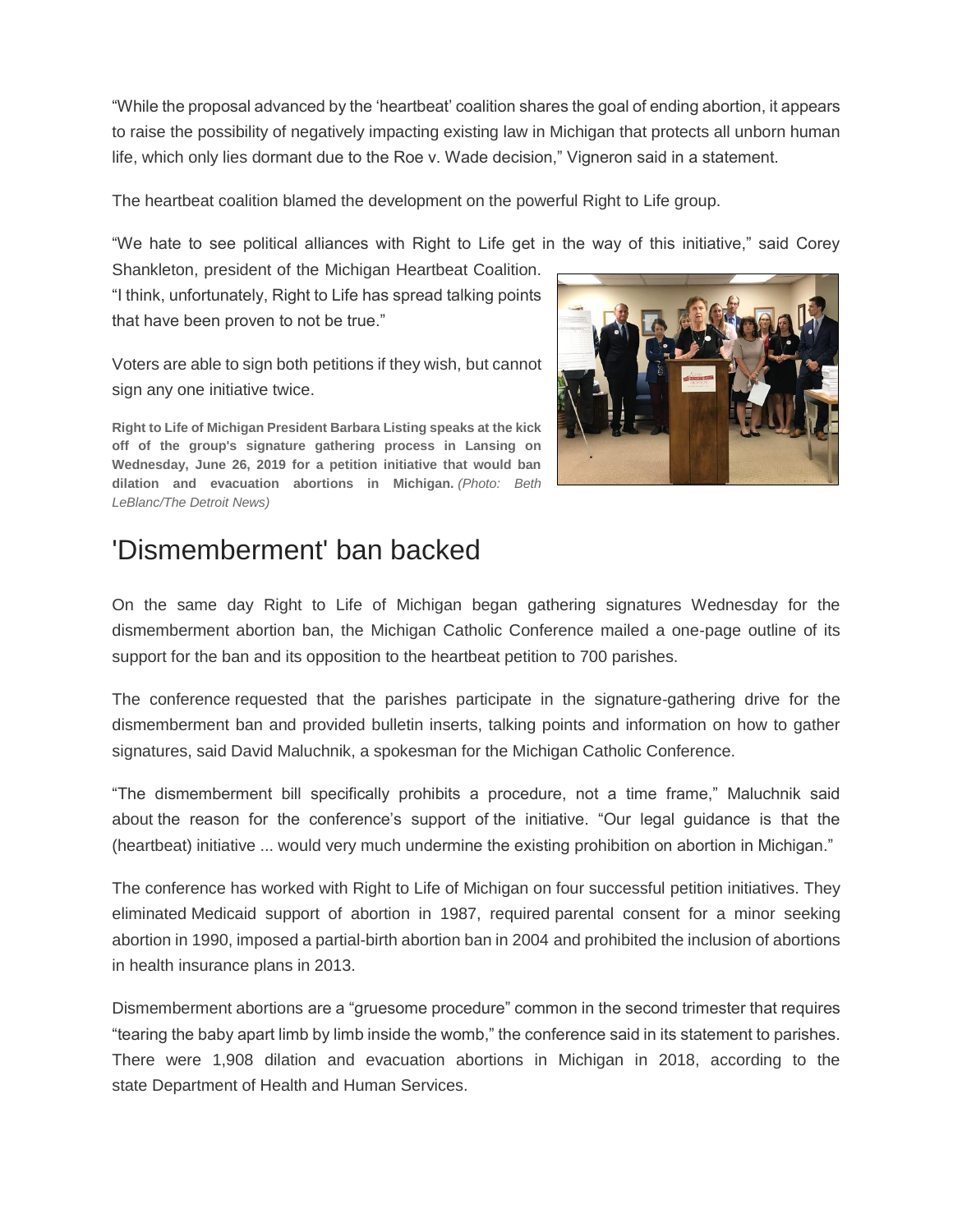"While the proposal advanced by the 'heartbeat' coalition shares the goal of ending abortion, it appears to raise the possibility of negatively impacting existing law in Michigan that protects all unborn human life, which only lies dormant due to the Roe v. Wade decision," Vigneron said in a statement.

The heartbeat coalition blamed the development on the powerful Right to Life group.

"We hate to see political alliances with Right to Life get in the way of this initiative," said Corey Shankleton, president of the Michigan Heartbeat Coalition. "I think, unfortunately, Right to Life has spread talking points that have been proven to not be true."

Voters are able to sign both petitions if they wish, but cannot sign any one initiative twice.

**Right to Life of Michigan President Barbara Listing speaks at the kick off of the group's signature gathering process in Lansing on Wednesday, June 26, 2019 for a petition initiative that would ban dilation and evacuation abortions in Michigan.** *(Photo: Beth LeBlanc/The Detroit News)*

## 'Dismemberment' ban backed

On the same day Right to Life of Michigan began gathering signatures Wednesday for the dismemberment abortion ban, the Michigan Catholic Conference mailed a one-page outline of its support for the ban and its opposition to the heartbeat petition to 700 parishes.

The conference requested that the parishes participate in the signature-gathering drive for the dismemberment ban and provided bulletin inserts, talking points and information on how to gather signatures, said David Maluchnik, a spokesman for the Michigan Catholic Conference.

"The dismemberment bill specifically prohibits a procedure, not a time frame," Maluchnik said about the reason for the conference's support of the initiative. "Our legal guidance is that the (heartbeat) initiative ... would very much undermine the existing prohibition on abortion in Michigan."

The conference has worked with Right to Life of Michigan on four successful petition initiatives. They eliminated Medicaid support of abortion in 1987, required parental consent for a minor seeking abortion in 1990, imposed a partial-birth abortion ban in 2004 and prohibited the inclusion of abortions in health insurance plans in 2013.

Dismemberment abortions are a "gruesome procedure" common in the second trimester that requires "tearing the baby apart limb by limb inside the womb," the conference said in its statement to parishes. There were 1,908 dilation and evacuation abortions in Michigan in 2018, according to the state Department of Health and Human Services.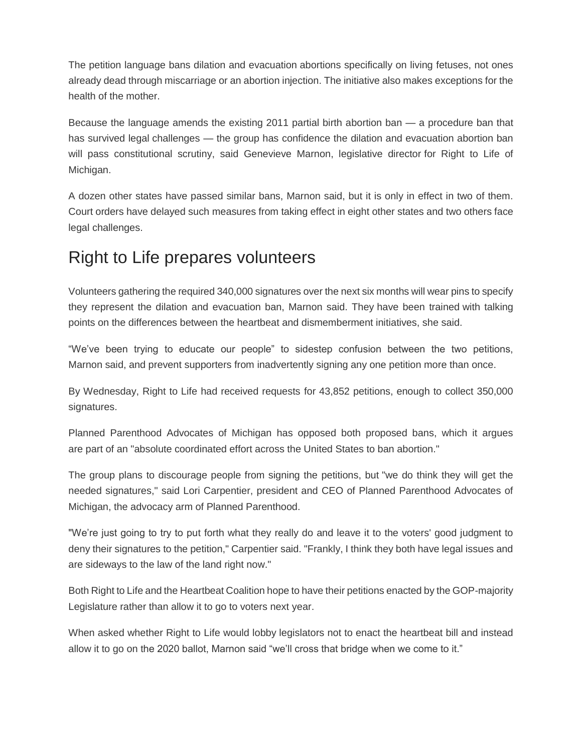The petition language bans dilation and evacuation abortions specifically on living fetuses, not ones already dead through miscarriage or an abortion injection. The initiative also makes exceptions for the health of the mother.

Because the language amends the existing 2011 partial birth abortion ban — a procedure ban that has survived legal challenges — the group has confidence the dilation and evacuation abortion ban will pass constitutional scrutiny, said Genevieve Marnon, legislative director for Right to Life of Michigan.

A dozen other states have passed similar bans, Marnon said, but it is only in effect in two of them. Court orders have delayed such measures from taking effect in eight other states and two others face legal challenges.

## Right to Life prepares volunteers

Volunteers gathering the required 340,000 signatures over the next six months will wear pins to specify they represent the dilation and evacuation ban, Marnon said. They have been trained with talking points on the differences between the heartbeat and dismemberment initiatives, she said.

"We've been trying to educate our people" to sidestep confusion between the two petitions, Marnon said, and prevent supporters from inadvertently signing any one petition more than once.

By Wednesday, Right to Life had received requests for 43,852 petitions, enough to collect 350,000 signatures.

Planned Parenthood Advocates of Michigan has opposed both proposed bans, which it argues are part of an "absolute coordinated effort across the United States to ban abortion."

The group plans to discourage people from signing the petitions, but "we do think they will get the needed signatures," said Lori Carpentier, president and CEO of Planned Parenthood Advocates of Michigan, the advocacy arm of Planned Parenthood.

"We're just going to try to put forth what they really do and leave it to the voters' good judgment to deny their signatures to the petition," Carpentier said. "Frankly, I think they both have legal issues and are sideways to the law of the land right now."

Both Right to Life and the Heartbeat Coalition hope to have their petitions enacted by the GOP-majority Legislature rather than allow it to go to voters next year.

When asked whether Right to Life would lobby legislators not to enact the heartbeat bill and instead allow it to go on the 2020 ballot, Marnon said "we'll cross that bridge when we come to it."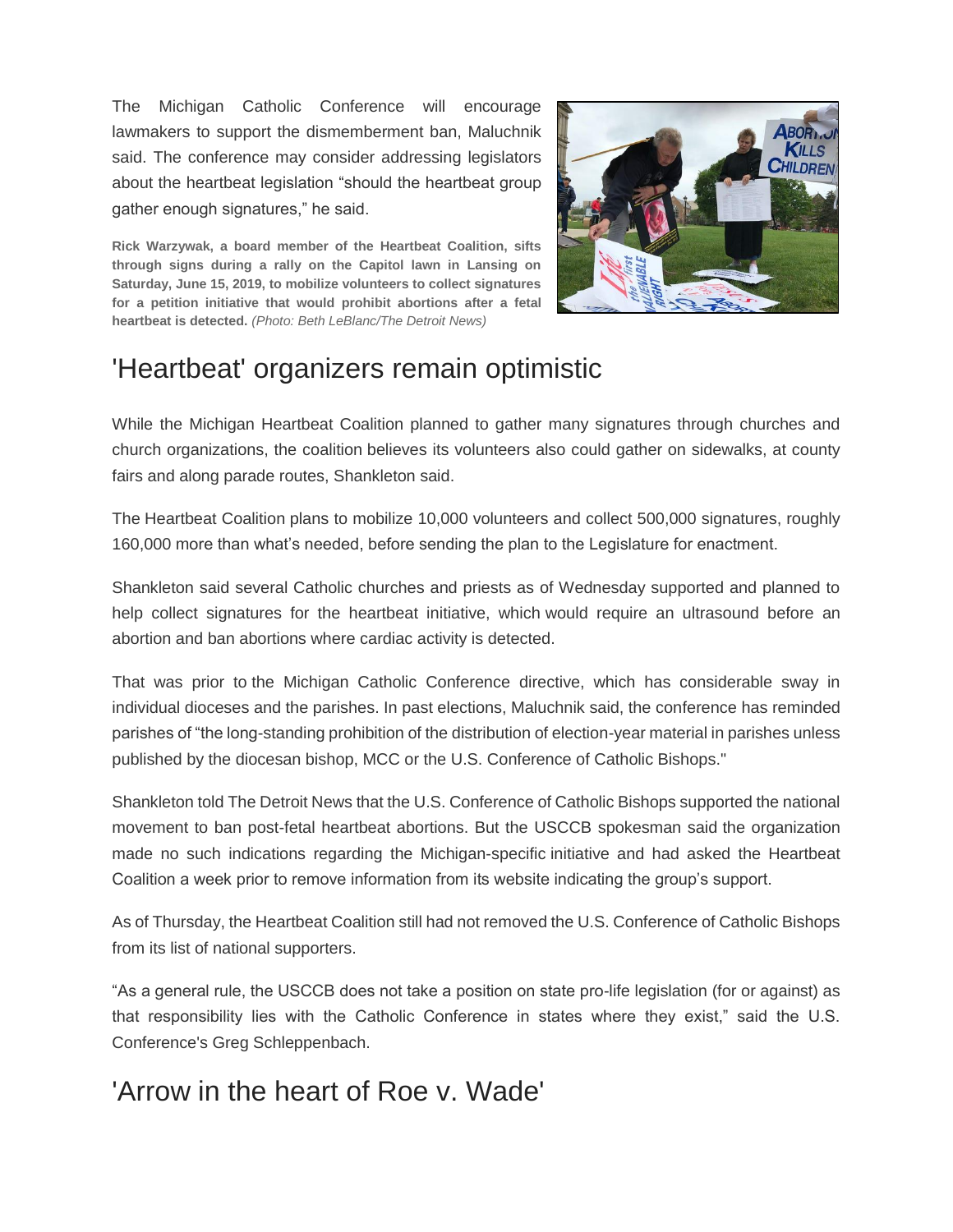The Michigan Catholic Conference will encourage lawmakers to support the dismemberment ban, Maluchnik said. The conference may consider addressing legislators about the heartbeat legislation "should the heartbeat group gather enough signatures," he said.

**Rick Warzywak, a board member of the Heartbeat Coalition, sifts through signs during a rally on the Capitol lawn in Lansing on Saturday, June 15, 2019, to mobilize volunteers to collect signatures for a petition initiative that would prohibit abortions after a fetal heartbeat is detected.** *(Photo: Beth LeBlanc/The Detroit News)*

## 'Heartbeat' organizers remain optimistic

While the Michigan Heartbeat Coalition planned to gather many signatures through churches and church organizations, the coalition believes its volunteers also could gather on sidewalks, at county fairs and along parade routes, Shankleton said.

The Heartbeat Coalition plans to mobilize 10,000 volunteers and collect 500,000 signatures, roughly 160,000 more than what's needed, before sending the plan to the Legislature for enactment.

Shankleton said several Catholic churches and priests as of Wednesday supported and planned to help collect signatures for the heartbeat initiative, which would require an ultrasound before an abortion and ban abortions where cardiac activity is detected.

That was prior to the Michigan Catholic Conference directive, which has considerable sway in individual dioceses and the parishes. In past elections, Maluchnik said, the conference has reminded parishes of "the long-standing prohibition of the distribution of election-year material in parishes unless published by the diocesan bishop, MCC or the U.S. Conference of Catholic Bishops."

Shankleton told The Detroit News that the U.S. Conference of Catholic Bishops supported the national movement to ban post-fetal heartbeat abortions. But the USCCB spokesman said the organization made no such indications regarding the Michigan-specific initiative and had asked the Heartbeat Coalition a week prior to remove information from its website indicating the group's support.

As of Thursday, the Heartbeat Coalition still had not removed the U.S. Conference of Catholic Bishops from its list of national supporters.

"As a general rule, the USCCB does not take a position on state pro-life legislation (for or against) as that responsibility lies with the Catholic Conference in states where they exist," said the U.S. Conference's Greg Schleppenbach.

## 'Arrow in the heart of Roe v. Wade'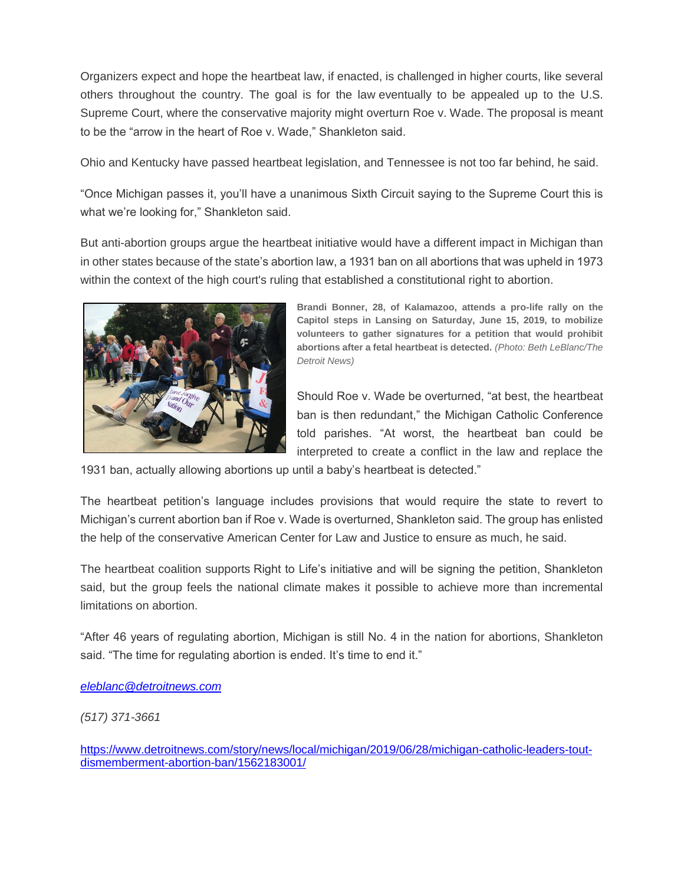Organizers expect and hope the heartbeat law, if enacted, is challenged in higher courts, like several others throughout the country. The goal is for the law eventually to be appealed up to the U.S. Supreme Court, where the conservative majority might overturn Roe v. Wade. The proposal is meant to be the "arrow in the heart of Roe v. Wade," Shankleton said.

Ohio and Kentucky have passed heartbeat legislation, and Tennessee is not too far behind, he said.

"Once Michigan passes it, you'll have a unanimous Sixth Circuit saying to the Supreme Court this is what we're looking for," Shankleton said.

But anti-abortion groups argue the heartbeat initiative would have a different impact in Michigan than in other states because of the state's abortion law, a 1931 ban on all abortions that was upheld in 1973 within the context of the high court's ruling that established a constitutional right to abortion.

**Brandi Bonner, 28, of Kalamazoo, attends a pro-life rally on the Capitol steps in Lansing on Saturday, June 15, 2019, to mobilize volunteers to gather signatures for a petition that would prohibit abortions after a fetal heartbeat is detected.** *(Photo: Beth LeBlanc/The Detroit News)*

Should Roe v. Wade be overturned, "at best, the heartbeat ban is then redundant," the Michigan Catholic Conference told parishes. "At worst, the heartbeat ban could be interpreted to create a conflict in the law and replace the 1931 ban, actually allowing abortions up until a baby's heartbeat is detected."

The heartbeat petition's language includes provisions that would require the state to revert to Michigan's current abortion ban if Roe v. Wade is overturned, Shankleton said. The group has enlisted the help of the conservative American Center for Law and Justice to ensure as much, he said.

The heartbeat coalition supports Right to Life's initiative and will be signing the petition, Shankleton said, but the group feels the national climate makes it possible to achieve more than incremental limitations on abortion.

"After 46 years of regulating abortion, Michigan is still No. 4 in the nation for abortions, Shankleton said. "The time for regulating abortion is ended. It's time to end it."

*eleblanc@detroitnews.com*

*(517) 371-3661*

https://www.detroitnews.com/story/news/local/michigan/2019/06/28/michigan-catholic-leaders-tout-dismemberment-abortion-ban/1562183001/